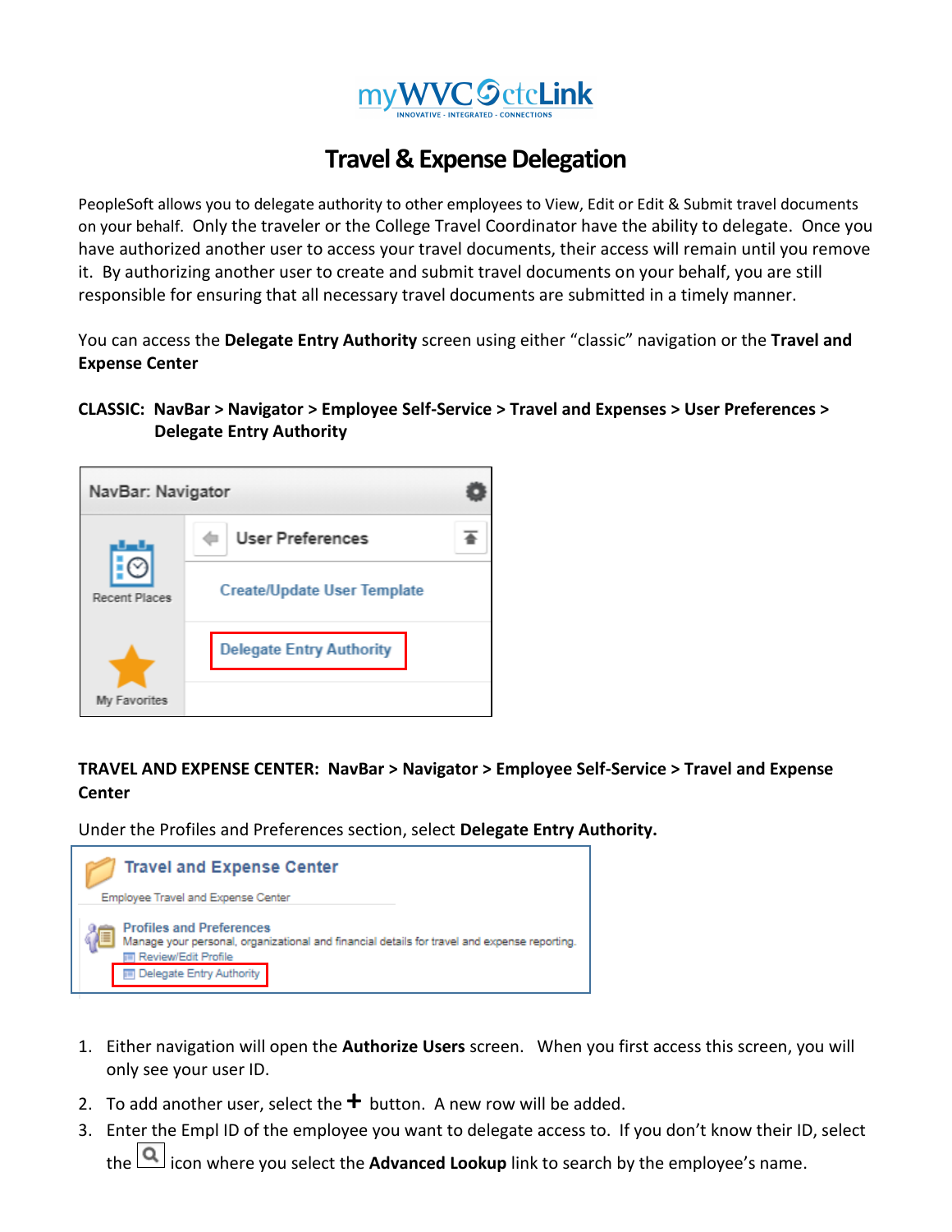myWVC ctcLink

INNOVATIVE - INTEGRATED - CONNECTIONS

# Travel & Expense Delegation

PeopleSoft allows you to delegate authority to other employees to View, Edit or Edit & Submit travel documents on your behalf. Only the traveler or the College Travel Coordinator have the ability to delegate. Once you have authorized another user to access your travel documents, their access will remain until you remove it. By authorizing another user to create and submit travel documents on your behalf, you are still responsible for ensuring that all necessary travel documents are submitted in a timely manner.

You can access the **Delegate Entry Authority** screen using either "classic" navigation or the **Travel and Expense Center**

**CLASSIC: NavBar > Navigator > Employee Self-Service > Travel and Expenses > User Preferences > Delegate Entry Authority**

NavBar: Navigator

Recent Places

My Favorites

User Preferences

Create/Update User Template

Delegate Entry Authority

**TRAVEL AND EXPENSE CENTER: NavBar > Navigator > Employee Self-Service > Travel and Expense Center**

Under the Profiles and Preferences section, select **Delegate Entry Authority.**

Travel and Expense Center

Employee Travel and Expense Center

Profiles and Preferences

Manage your personal, organizational and financial details for travel and expense reporting.

Review/Edit Profile

Delegate Entry Authority

1. Either navigation will open the **Authorize Users** screen. When you first access this screen, you will only see your user ID.
2. To add another user, select the **+** button. A new row will be added.
3. Enter the Empl ID of the employee you want to delegate access to. If you don't know their ID, select the 🔍 icon where you select the **Advanced Lookup** link to search by the employee's name.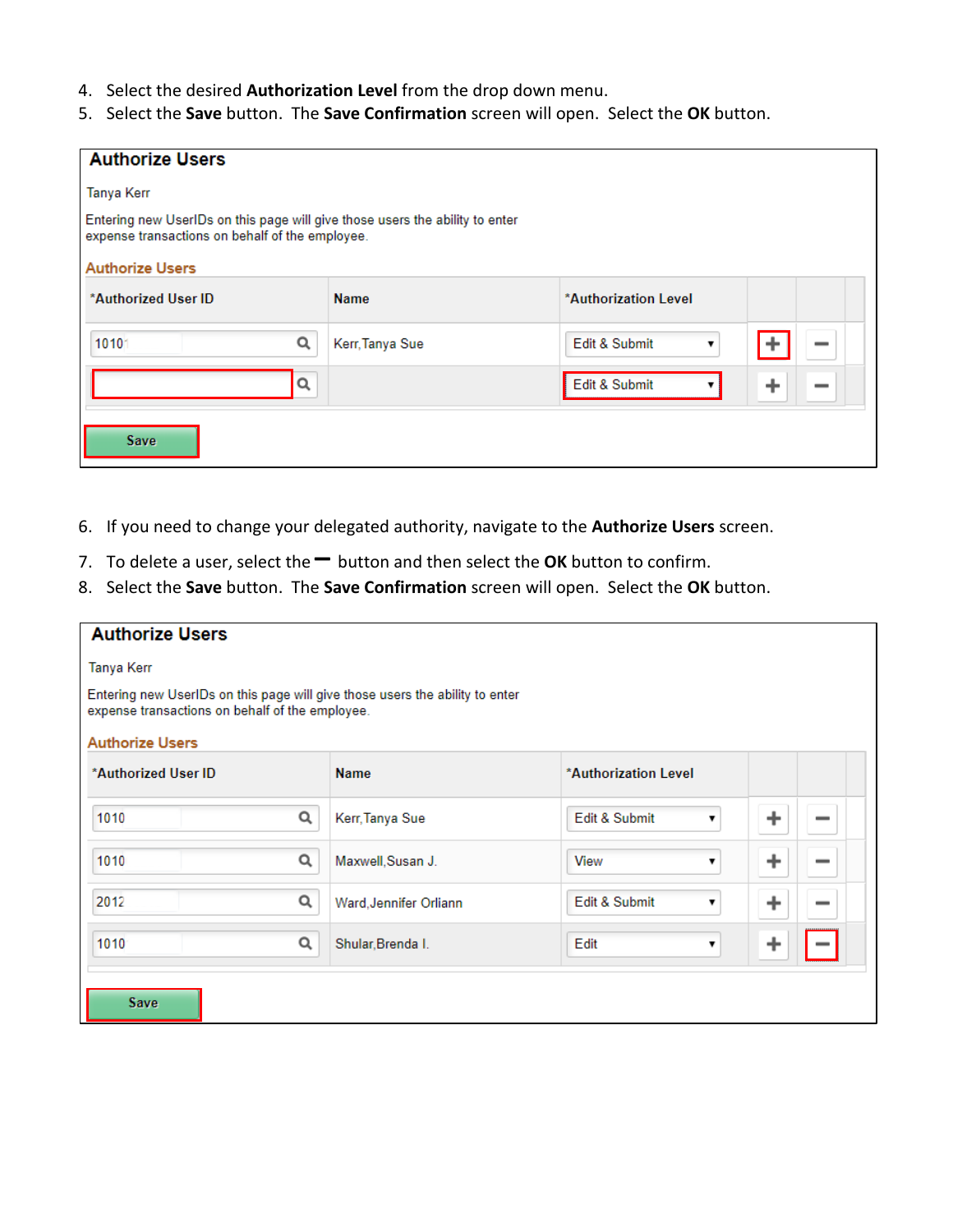4. Select the desired **Authorization Level** from the drop down menu.
5. Select the **Save** button. The **Save Confirmation** screen will open. Select the **OK** button.

**Authorize Users**

Tanya Kerr

Entering new UserIDs on this page will give those users the ability to enter expense transactions on behalf of the employee.

Authorize Users

| *Authorized User ID | Name | *Authorization Level | | |
|---|---|---|---|---|
| 1010 | Kerr,Tanya Sue | Edit & Submit | + | − |
| | | Edit & Submit | + | − |

Save

6. If you need to change your delegated authority, navigate to the **Authorize Users** screen.
7. To delete a user, select the − button and then select the **OK** button to confirm.
8. Select the **Save** button. The **Save Confirmation** screen will open. Select the **OK** button.

**Authorize Users**

Tanya Kerr

Entering new UserIDs on this page will give those users the ability to enter expense transactions on behalf of the employee.

Authorize Users

| *Authorized User ID | Name | *Authorization Level | | |
|---|---|---|---|---|
| 1010 | Kerr,Tanya Sue | Edit & Submit | + | − |
| 1010 | Maxwell,Susan J. | View | + | − |
| 2012 | Ward,Jennifer Orliann | Edit & Submit | + | − |
| 1010 | Shular,Brenda I. | Edit | + | − |

Save